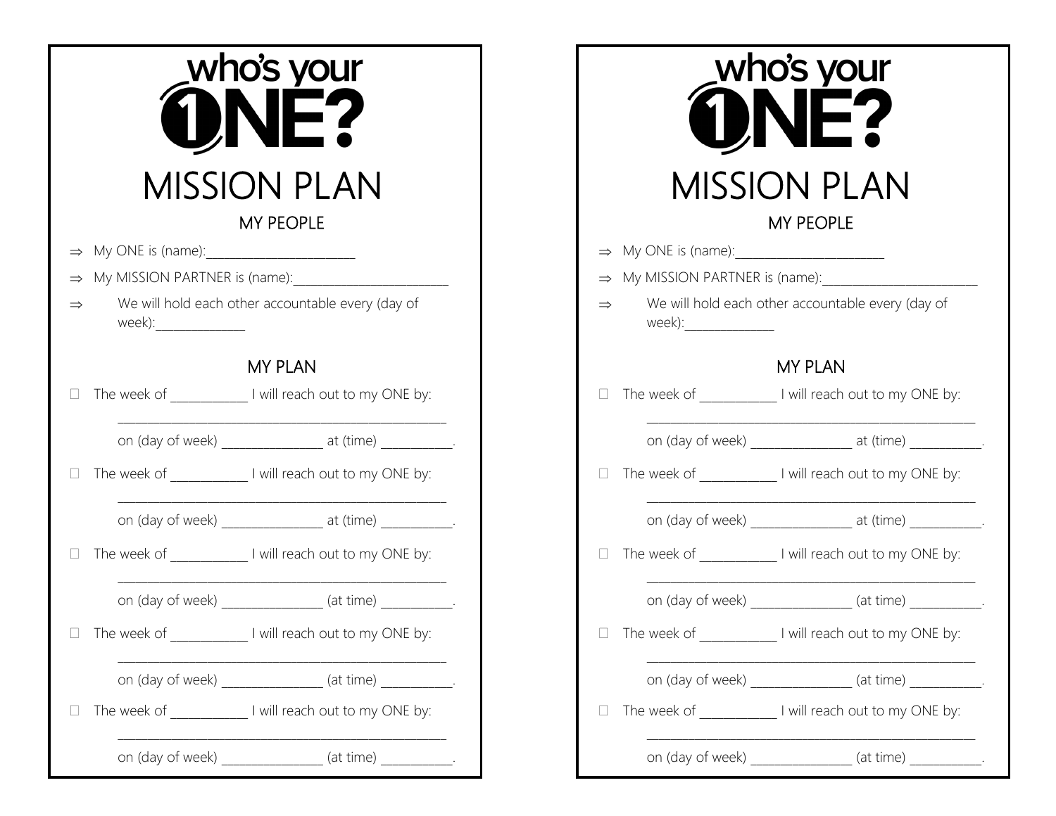# who's your ONE?

# MISSION PLAN

## MY PEOPLE

⇒ My ONE is (name):_______________________

⇒ My MISSION PARTNER is (name):________________________

⇒ We will hold each other accountable every (day of week):_____________

## MY PLAN

☐ The week of ___________ I will reach out to my ONE by:

_________________________________________________

on (day of week) _______________ at (time) __________.

☐ The week of ___________ I will reach out to my ONE by:

_________________________________________________

on (day of week) _______________ at (time) __________.

☐ The week of ___________ I will reach out to my ONE by:

_________________________________________________

on (day of week) _______________ (at time) __________.

☐ The week of ___________ I will reach out to my ONE by:

_________________________________________________

on (day of week) _______________ (at time) __________.

☐ The week of ___________ I will reach out to my ONE by:

_________________________________________________

on (day of week) _______________ (at time) __________.

# who's your ONE?

# MISSION PLAN

## MY PEOPLE

⇒ My ONE is (name):_______________________

⇒ My MISSION PARTNER is (name):________________________

⇒ We will hold each other accountable every (day of week):_____________

## MY PLAN

☐ The week of ___________ I will reach out to my ONE by:

_________________________________________________

on (day of week) _______________ at (time) __________.

☐ The week of ___________ I will reach out to my ONE by:

_________________________________________________

on (day of week) _______________ at (time) __________.

☐ The week of ___________ I will reach out to my ONE by:

_________________________________________________

on (day of week) _______________ (at time) __________.

☐ The week of ___________ I will reach out to my ONE by:

_________________________________________________

on (day of week) _______________ (at time) __________.

☐ The week of ___________ I will reach out to my ONE by:

_________________________________________________

on (day of week) _______________ (at time) __________.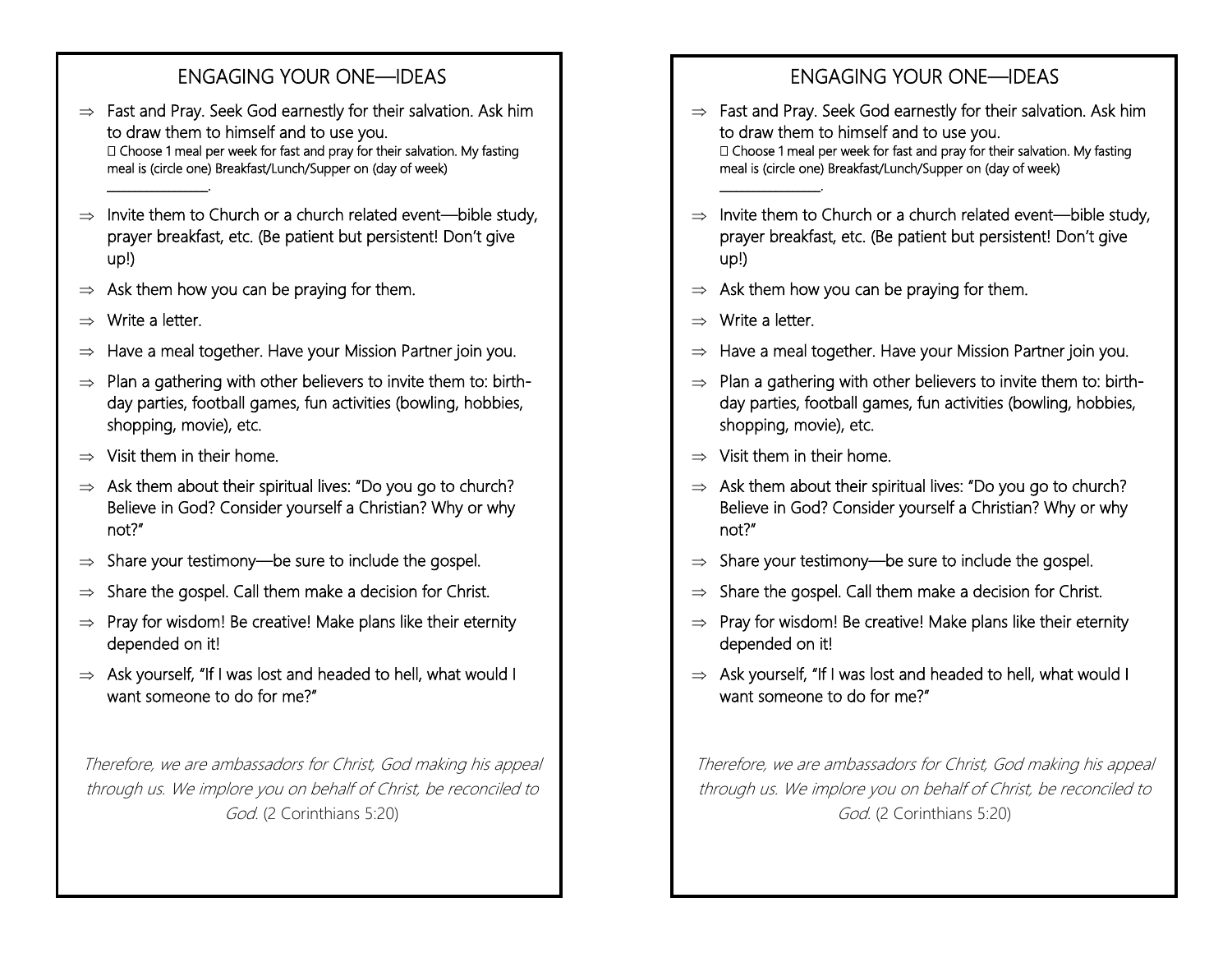## ENGAGING YOUR ONE—IDEAS

- ⇒ Fast and Pray. Seek God earnestly for their salvation. Ask him to draw them to himself and to use you.
  - ☐ Choose 1 meal per week for fast and pray for their salvation. My fasting meal is (circle one) Breakfast/Lunch/Supper on (day of week) _______________.
- ⇒ Invite them to Church or a church related event—bible study, prayer breakfast, etc. (Be patient but persistent! Don't give up!)
- ⇒ Ask them how you can be praying for them.
- ⇒ Write a letter.
- ⇒ Have a meal together. Have your Mission Partner join you.
- ⇒ Plan a gathering with other believers to invite them to: birthday parties, football games, fun activities (bowling, hobbies, shopping, movie), etc.
- ⇒ Visit them in their home.
- ⇒ Ask them about their spiritual lives: "Do you go to church? Believe in God? Consider yourself a Christian? Why or why not?"
- ⇒ Share your testimony—be sure to include the gospel.
- ⇒ Share the gospel. Call them make a decision for Christ.
- ⇒ Pray for wisdom! Be creative! Make plans like their eternity depended on it!
- ⇒ Ask yourself, "If I was lost and headed to hell, what would I want someone to do for me?"

*Therefore, we are ambassadors for Christ, God making his appeal through us. We implore you on behalf of Christ, be reconciled to God.* (2 Corinthians 5:20)

## ENGAGING YOUR ONE—IDEAS

- ⇒ Fast and Pray. Seek God earnestly for their salvation. Ask him to draw them to himself and to use you.
  - ☐ Choose 1 meal per week for fast and pray for their salvation. My fasting meal is (circle one) Breakfast/Lunch/Supper on (day of week) _______________.
- ⇒ Invite them to Church or a church related event—bible study, prayer breakfast, etc. (Be patient but persistent! Don't give up!)
- ⇒ Ask them how you can be praying for them.
- ⇒ Write a letter.
- ⇒ Have a meal together. Have your Mission Partner join you.
- ⇒ Plan a gathering with other believers to invite them to: birthday parties, football games, fun activities (bowling, hobbies, shopping, movie), etc.
- ⇒ Visit them in their home.
- ⇒ Ask them about their spiritual lives: "Do you go to church? Believe in God? Consider yourself a Christian? Why or why not?"
- ⇒ Share your testimony—be sure to include the gospel.
- ⇒ Share the gospel. Call them make a decision for Christ.
- ⇒ Pray for wisdom! Be creative! Make plans like their eternity depended on it!
- ⇒ Ask yourself, "If I was lost and headed to hell, what would I want someone to do for me?"

*Therefore, we are ambassadors for Christ, God making his appeal through us. We implore you on behalf of Christ, be reconciled to God.* (2 Corinthians 5:20)